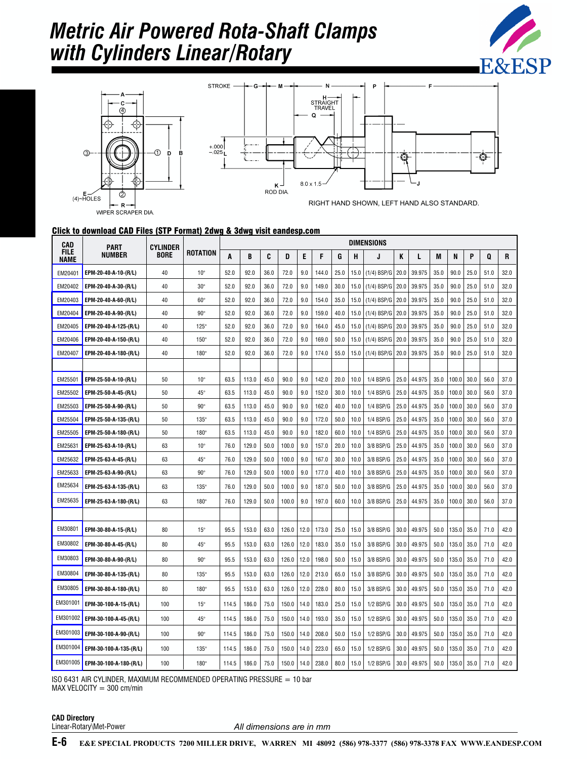# Metric Air Powered Rota-Shaft Clamps with Cylinders Linear/Rotary

STROKE G M N P F

H STRAIGHT TRAVEL

Q

+.000 −.025 L

K ROD DIA.

8.0 x 1.5

J

A C ④ ③ ① D B ② E (4)~HOLES R WIPER SCRAPER DIA.

RIGHT HAND SHOWN, LEFT HAND ALSO STANDARD.

**Click to download CAD Files (STP Format) 2dwg & 3dwg visit eandesp.com**

| CAD FILE NAME | PART NUMBER | CYLINDER BORE | ROTATION | DIMENSIONS | | | | | | | | | | | | | | | | | |
|---|---|---|---|---|---|---|---|---|---|---|---|---|---|---|---|---|---|---|---|---|---|
| | | | | A | B | C | D | E | F | G | H | J | K | L | M | N | P | Q | R |
| EM20401 | EPM-20-40-A-10-(R/L) | 40 | 10° | 52.0 | 92.0 | 36.0 | 72.0 | 9.0 | 144.0 | 25.0 | 15.0 | (1/4) BSP/G | 20.0 | 39.975 | 35.0 | 90.0 | 25.0 | 51.0 | 32.0 |
| EM20402 | EPM-20-40-A-30-(R/L) | 40 | 30° | 52.0 | 92.0 | 36.0 | 72.0 | 9.0 | 149.0 | 30.0 | 15.0 | (1/4) BSP/G | 20.0 | 39.975 | 35.0 | 90.0 | 25.0 | 51.0 | 32.0 |
| EM20403 | EPM-20-40-A-60-(R/L) | 40 | 60° | 52.0 | 92.0 | 36.0 | 72.0 | 9.0 | 154.0 | 35.0 | 15.0 | (1/4) BSP/G | 20.0 | 39.975 | 35.0 | 90.0 | 25.0 | 51.0 | 32.0 |
| EM20404 | EPM-20-40-A-90-(R/L) | 40 | 90° | 52.0 | 92.0 | 36.0 | 72.0 | 9.0 | 159.0 | 40.0 | 15.0 | (1/4) BSP/G | 20.0 | 39.975 | 35.0 | 90.0 | 25.0 | 51.0 | 32.0 |
| EM20405 | EPM-20-40-A-125-(R/L) | 40 | 125° | 52.0 | 92.0 | 36.0 | 72.0 | 9.0 | 164.0 | 45.0 | 15.0 | (1/4) BSP/G | 20.0 | 39.975 | 35.0 | 90.0 | 25.0 | 51.0 | 32.0 |
| EM20406 | EPM-20-40-A-150-(R/L) | 40 | 150° | 52.0 | 92.0 | 36.0 | 72.0 | 9.0 | 169.0 | 50.0 | 15.0 | (1/4) BSP/G | 20.0 | 39.975 | 35.0 | 90.0 | 25.0 | 51.0 | 32.0 |
| EM20407 | EPM-20-40-A-180-(R/L) | 40 | 180° | 52.0 | 92.0 | 36.0 | 72.0 | 9.0 | 174.0 | 55.0 | 15.0 | (1/4) BSP/G | 20.0 | 39.975 | 35.0 | 90.0 | 25.0 | 51.0 | 32.0 |
| | | | | | | | | | | | | | | | | | | | |
| EM25501 | EPM-25-50-A-10-(R/L) | 50 | 10° | 63.5 | 113.0 | 45.0 | 90.0 | 9.0 | 142.0 | 20.0 | 10.0 | 1/4 BSP/G | 25.0 | 44.975 | 35.0 | 100.0 | 30.0 | 56.0 | 37.0 |
| EM25502 | EPM-25-50-A-45-(R/L) | 50 | 45° | 63.5 | 113.0 | 45.0 | 90.0 | 9.0 | 152.0 | 30.0 | 10.0 | 1/4 BSP/G | 25.0 | 44.975 | 35.0 | 100.0 | 30.0 | 56.0 | 37.0 |
| EM25503 | EPM-25-50-A-90-(R/L) | 50 | 90° | 63.5 | 113.0 | 45.0 | 90.0 | 9.0 | 162.0 | 40.0 | 10.0 | 1/4 BSP/G | 25.0 | 44.975 | 35.0 | 100.0 | 30.0 | 56.0 | 37.0 |
| EM25504 | EPM-25-50-A-135-(R/L) | 50 | 135° | 63.5 | 113.0 | 45.0 | 90.0 | 9.0 | 172.0 | 50.0 | 10.0 | 1/4 BSP/G | 25.0 | 44.975 | 35.0 | 100.0 | 30.0 | 56.0 | 37.0 |
| EM25505 | EPM-25-50-A-180-(R/L) | 50 | 180° | 63.5 | 113.0 | 45.0 | 90.0 | 9.0 | 182.0 | 60.0 | 10.0 | 1/4 BSP/G | 25.0 | 44.975 | 35.0 | 100.0 | 30.0 | 56.0 | 37.0 |
| EM25631 | EPM-25-63-A-10-(R/L) | 63 | 10° | 76.0 | 129.0 | 50.0 | 100.0 | 9.0 | 157.0 | 20.0 | 10.0 | 3/8 BSP/G | 25.0 | 44.975 | 35.0 | 100.0 | 30.0 | 56.0 | 37.0 |
| EM25632 | EPM-25-63-A-45-(R/L) | 63 | 45° | 76.0 | 129.0 | 50.0 | 100.0 | 9.0 | 167.0 | 30.0 | 10.0 | 3/8 BSP/G | 25.0 | 44.975 | 35.0 | 100.0 | 30.0 | 56.0 | 37.0 |
| EM25633 | EPM-25-63-A-90-(R/L) | 63 | 90° | 76.0 | 129.0 | 50.0 | 100.0 | 9.0 | 177.0 | 40.0 | 10.0 | 3/8 BSP/G | 25.0 | 44.975 | 35.0 | 100.0 | 30.0 | 56.0 | 37.0 |
| EM25634 | EPM-25-63-A-135-(R/L) | 63 | 135° | 76.0 | 129.0 | 50.0 | 100.0 | 9.0 | 187.0 | 50.0 | 10.0 | 3/8 BSP/G | 25.0 | 44.975 | 35.0 | 100.0 | 30.0 | 56.0 | 37.0 |
| EM25635 | EPM-25-63-A-180-(R/L) | 63 | 180° | 76.0 | 129.0 | 50.0 | 100.0 | 9.0 | 197.0 | 60.0 | 10.0 | 3/8 BSP/G | 25.0 | 44.975 | 35.0 | 100.0 | 30.0 | 56.0 | 37.0 |
| | | | | | | | | | | | | | | | | | | | |
| EM30801 | EPM-30-80-A-15-(R/L) | 80 | 15° | 95.5 | 153.0 | 63.0 | 126.0 | 12.0 | 173.0 | 25.0 | 15.0 | 3/8 BSP/G | 30.0 | 49.975 | 50.0 | 135.0 | 35.0 | 71.0 | 42.0 |
| EM30802 | EPM-30-80-A-45-(R/L) | 80 | 45° | 95.5 | 153.0 | 63.0 | 126.0 | 12.0 | 183.0 | 35.0 | 15.0 | 3/8 BSP/G | 30.0 | 49.975 | 50.0 | 135.0 | 35.0 | 71.0 | 42.0 |
| EM30803 | EPM-30-80-A-90-(R/L) | 80 | 90° | 95.5 | 153.0 | 63.0 | 126.0 | 12.0 | 198.0 | 50.0 | 15.0 | 3/8 BSP/G | 30.0 | 49.975 | 50.0 | 135.0 | 35.0 | 71.0 | 42.0 |
| EM30804 | EPM-30-80-A-135-(R/L) | 80 | 135° | 95.5 | 153.0 | 63.0 | 126.0 | 12.0 | 213.0 | 65.0 | 15.0 | 3/8 BSP/G | 30.0 | 49.975 | 50.0 | 135.0 | 35.0 | 71.0 | 42.0 |
| EM30805 | EPM-30-80-A-180-(R/L) | 80 | 180° | 95.5 | 153.0 | 63.0 | 126.0 | 12.0 | 228.0 | 80.0 | 15.0 | 3/8 BSP/G | 30.0 | 49.975 | 50.0 | 135.0 | 35.0 | 71.0 | 42.0 |
| EM301001 | EPM-30-100-A-15-(R/L) | 100 | 15° | 114.5 | 186.0 | 75.0 | 150.0 | 14.0 | 183.0 | 25.0 | 15.0 | 1/2 BSP/G | 30.0 | 49.975 | 50.0 | 135.0 | 35.0 | 71.0 | 42.0 |
| EM301002 | EPM-30-100-A-45-(R/L) | 100 | 45° | 114.5 | 186.0 | 75.0 | 150.0 | 14.0 | 193.0 | 35.0 | 15.0 | 1/2 BSP/G | 30.0 | 49.975 | 50.0 | 135.0 | 35.0 | 71.0 | 42.0 |
| EM301003 | EPM-30-100-A-90-(R/L) | 100 | 90° | 114.5 | 186.0 | 75.0 | 150.0 | 14.0 | 208.0 | 50.0 | 15.0 | 1/2 BSP/G | 30.0 | 49.975 | 50.0 | 135.0 | 35.0 | 71.0 | 42.0 |
| EM301004 | EPM-30-100-A-135-(R/L) | 100 | 135° | 114.5 | 186.0 | 75.0 | 150.0 | 14.0 | 223.0 | 65.0 | 15.0 | 1/2 BSP/G | 30.0 | 49.975 | 50.0 | 135.0 | 35.0 | 71.0 | 42.0 |
| EM301005 | EPM-30-100-A-180-(R/L) | 100 | 180° | 114.5 | 186.0 | 75.0 | 150.0 | 14.0 | 238.0 | 80.0 | 15.0 | 1/2 BSP/G | 30.0 | 49.975 | 50.0 | 135.0 | 35.0 | 71.0 | 42.0 |

ISO 6431 AIR CYLINDER, MAXIMUM RECOMMENDED OPERATING PRESSURE = 10 bar
MAX VELOCITY = 300 cm/min

**CAD Directory**
Linear-Rotary\Met-Power

*All dimensions are in mm*

E&E SPECIAL PRODUCTS 7200 MILLER DRIVE, WARREN MI 48092 (586) 978-3377 (586) 978-3378 FAX WWW.EANDESP.COM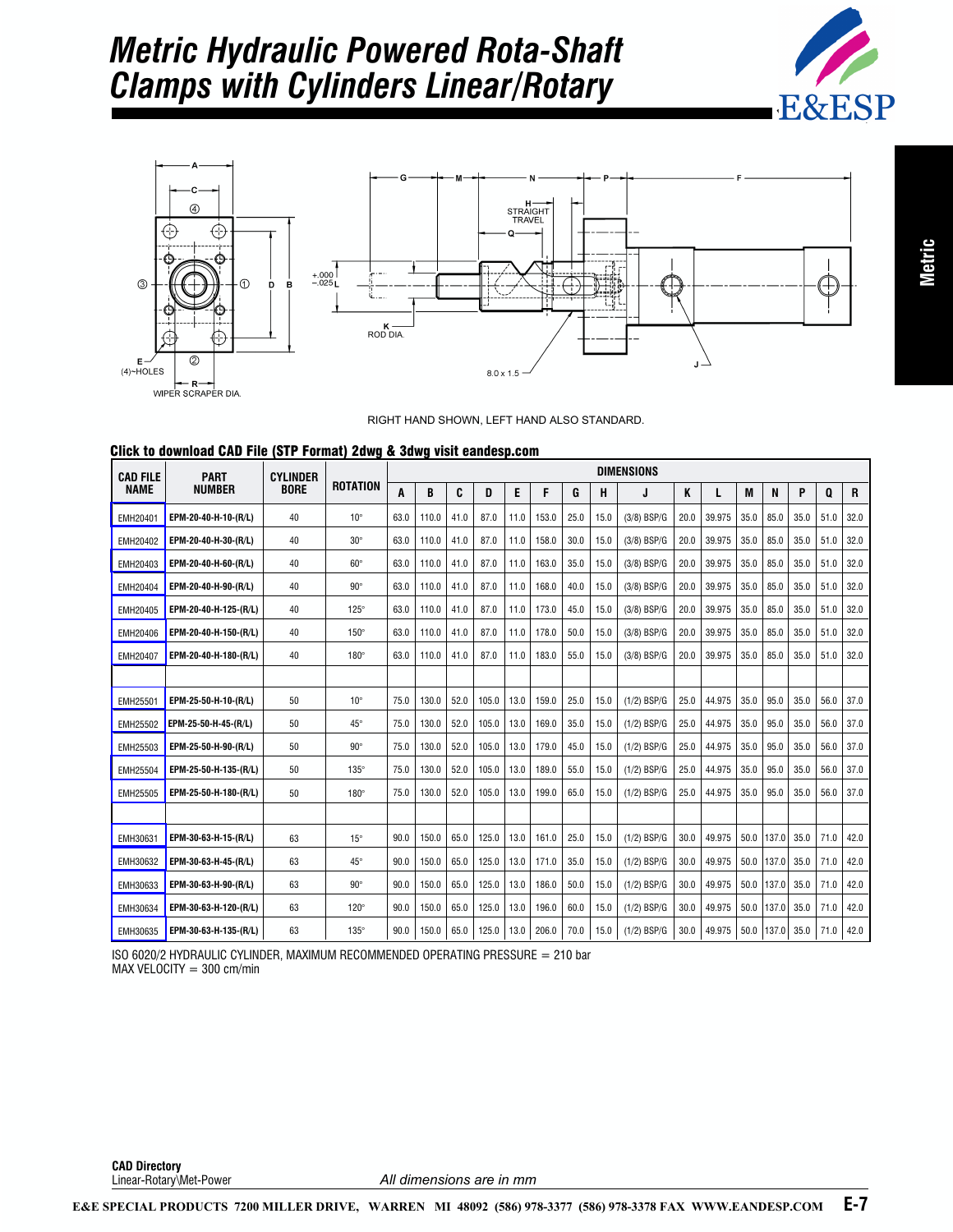# Metric Hydraulic Powered Rota-Shaft Clamps with Cylinders Linear/Rotary

RIGHT HAND SHOWN, LEFT HAND ALSO STANDARD.

**Click to download CAD File (STP Format) 2dwg & 3dwg visit eandesp.com**

| CAD FILE NAME | PART NUMBER | CYLINDER BORE | ROTATION | DIMENSIONS | | | | | | | | | | | | | | | | |
|---|---|---|---|---|---|---|---|---|---|---|---|---|---|---|---|---|---|---|---|---|
| | | | | A | B | C | D | E | F | G | H | J | K | L | M | N | P | Q | R |
| EMH20401 | EPM-20-40-H-10-(R/L) | 40 | 10° | 63.0 | 110.0 | 41.0 | 87.0 | 11.0 | 153.0 | 25.0 | 15.0 | (3/8) BSP/G | 20.0 | 39.975 | 35.0 | 85.0 | 35.0 | 51.0 | 32.0 |
| EMH20402 | EPM-20-40-H-30-(R/L) | 40 | 30° | 63.0 | 110.0 | 41.0 | 87.0 | 11.0 | 158.0 | 30.0 | 15.0 | (3/8) BSP/G | 20.0 | 39.975 | 35.0 | 85.0 | 35.0 | 51.0 | 32.0 |
| EMH20403 | EPM-20-40-H-60-(R/L) | 40 | 60° | 63.0 | 110.0 | 41.0 | 87.0 | 11.0 | 163.0 | 35.0 | 15.0 | (3/8) BSP/G | 20.0 | 39.975 | 35.0 | 85.0 | 35.0 | 51.0 | 32.0 |
| EMH20404 | EPM-20-40-H-90-(R/L) | 40 | 90° | 63.0 | 110.0 | 41.0 | 87.0 | 11.0 | 168.0 | 40.0 | 15.0 | (3/8) BSP/G | 20.0 | 39.975 | 35.0 | 85.0 | 35.0 | 51.0 | 32.0 |
| EMH20405 | EPM-20-40-H-125-(R/L) | 40 | 125° | 63.0 | 110.0 | 41.0 | 87.0 | 11.0 | 173.0 | 45.0 | 15.0 | (3/8) BSP/G | 20.0 | 39.975 | 35.0 | 85.0 | 35.0 | 51.0 | 32.0 |
| EMH20406 | EPM-20-40-H-150-(R/L) | 40 | 150° | 63.0 | 110.0 | 41.0 | 87.0 | 11.0 | 178.0 | 50.0 | 15.0 | (3/8) BSP/G | 20.0 | 39.975 | 35.0 | 85.0 | 35.0 | 51.0 | 32.0 |
| EMH20407 | EPM-20-40-H-180-(R/L) | 40 | 180° | 63.0 | 110.0 | 41.0 | 87.0 | 11.0 | 183.0 | 55.0 | 15.0 | (3/8) BSP/G | 20.0 | 39.975 | 35.0 | 85.0 | 35.0 | 51.0 | 32.0 |
| | | | | | | | | | | | | | | | | | | | |
| EMH25501 | EPM-25-50-H-10-(R/L) | 50 | 10° | 75.0 | 130.0 | 52.0 | 105.0 | 13.0 | 159.0 | 25.0 | 15.0 | (1/2) BSP/G | 25.0 | 44.975 | 35.0 | 95.0 | 35.0 | 56.0 | 37.0 |
| EMH25502 | EPM-25-50-H-45-(R/L) | 50 | 45° | 75.0 | 130.0 | 52.0 | 105.0 | 13.0 | 169.0 | 35.0 | 15.0 | (1/2) BSP/G | 25.0 | 44.975 | 35.0 | 95.0 | 35.0 | 56.0 | 37.0 |
| EMH25503 | EPM-25-50-H-90-(R/L) | 50 | 90° | 75.0 | 130.0 | 52.0 | 105.0 | 13.0 | 179.0 | 45.0 | 15.0 | (1/2) BSP/G | 25.0 | 44.975 | 35.0 | 95.0 | 35.0 | 56.0 | 37.0 |
| EMH25504 | EPM-25-50-H-135-(R/L) | 50 | 135° | 75.0 | 130.0 | 52.0 | 105.0 | 13.0 | 189.0 | 55.0 | 15.0 | (1/2) BSP/G | 25.0 | 44.975 | 35.0 | 95.0 | 35.0 | 56.0 | 37.0 |
| EMH25505 | EPM-25-50-H-180-(R/L) | 50 | 180° | 75.0 | 130.0 | 52.0 | 105.0 | 13.0 | 199.0 | 65.0 | 15.0 | (1/2) BSP/G | 25.0 | 44.975 | 35.0 | 95.0 | 35.0 | 56.0 | 37.0 |
| | | | | | | | | | | | | | | | | | | | |
| EMH30631 | EPM-30-63-H-15-(R/L) | 63 | 15° | 90.0 | 150.0 | 65.0 | 125.0 | 13.0 | 161.0 | 25.0 | 15.0 | (1/2) BSP/G | 30.0 | 49.975 | 50.0 | 137.0 | 35.0 | 71.0 | 42.0 |
| EMH30632 | EPM-30-63-H-45-(R/L) | 63 | 45° | 90.0 | 150.0 | 65.0 | 125.0 | 13.0 | 171.0 | 35.0 | 15.0 | (1/2) BSP/G | 30.0 | 49.975 | 50.0 | 137.0 | 35.0 | 71.0 | 42.0 |
| EMH30633 | EPM-30-63-H-90-(R/L) | 63 | 90° | 90.0 | 150.0 | 65.0 | 125.0 | 13.0 | 186.0 | 50.0 | 15.0 | (1/2) BSP/G | 30.0 | 49.975 | 50.0 | 137.0 | 35.0 | 71.0 | 42.0 |
| EMH30634 | EPM-30-63-H-120-(R/L) | 63 | 120° | 90.0 | 150.0 | 65.0 | 125.0 | 13.0 | 196.0 | 60.0 | 15.0 | (1/2) BSP/G | 30.0 | 49.975 | 50.0 | 137.0 | 35.0 | 71.0 | 42.0 |
| EMH30635 | EPM-30-63-H-135-(R/L) | 63 | 135° | 90.0 | 150.0 | 65.0 | 125.0 | 13.0 | 206.0 | 70.0 | 15.0 | (1/2) BSP/G | 30.0 | 49.975 | 50.0 | 137.0 | 35.0 | 71.0 | 42.0 |

ISO 6020/2 HYDRAULIC CYLINDER, MAXIMUM RECOMMENDED OPERATING PRESSURE = 210 bar
MAX VELOCITY = 300 cm/min

**CAD Directory**
Linear-Rotary\Met-Power

*All dimensions are in mm*

E&E SPECIAL PRODUCTS 7200 MILLER DRIVE, WARREN MI 48092 (586) 978-3377 (586) 978-3378 FAX WWW.EANDESP.COM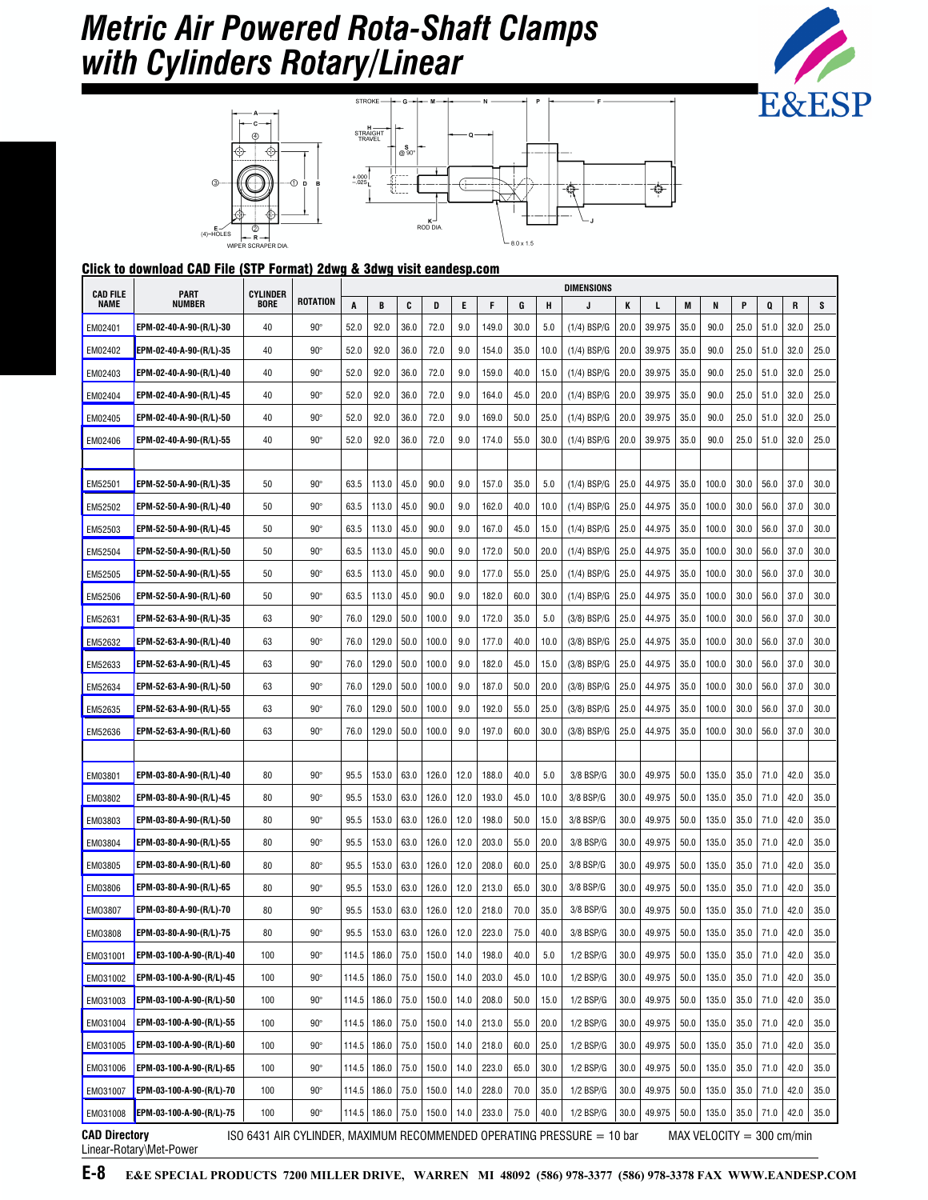# Metric Air Powered Rota-Shaft Clamps with Cylinders Rotary/Linear

**Click to download CAD File (STP Format) 2dwg & 3dwg visit eandesp.com**

| CAD FILE NAME | PART NUMBER | CYLINDER BORE | ROTATION | DIMENSIONS | | | | | | | | | | | | | | | | | | |
|---|---|---|---|---|---|---|---|---|---|---|---|---|---|---|---|---|---|---|---|---|---|---|
| | | | | A | B | C | D | E | F | G | H | J | K | L | M | N | P | Q | R | S |
| EM02401 | EPM-02-40-A-90-(R/L)-30 | 40 | 90° | 52.0 | 92.0 | 36.0 | 72.0 | 9.0 | 149.0 | 30.0 | 5.0 | (1/4) BSP/G | 20.0 | 39.975 | 35.0 | 90.0 | 25.0 | 51.0 | 32.0 | 25.0 |
| EM02402 | EPM-02-40-A-90-(R/L)-35 | 40 | 90° | 52.0 | 92.0 | 36.0 | 72.0 | 9.0 | 154.0 | 35.0 | 10.0 | (1/4) BSP/G | 20.0 | 39.975 | 35.0 | 90.0 | 25.0 | 51.0 | 32.0 | 25.0 |
| EM02403 | EPM-02-40-A-90-(R/L)-40 | 40 | 90° | 52.0 | 92.0 | 36.0 | 72.0 | 9.0 | 159.0 | 40.0 | 15.0 | (1/4) BSP/G | 20.0 | 39.975 | 35.0 | 90.0 | 25.0 | 51.0 | 32.0 | 25.0 |
| EM02404 | EPM-02-40-A-90-(R/L)-45 | 40 | 90° | 52.0 | 92.0 | 36.0 | 72.0 | 9.0 | 164.0 | 45.0 | 20.0 | (1/4) BSP/G | 20.0 | 39.975 | 35.0 | 90.0 | 25.0 | 51.0 | 32.0 | 25.0 |
| EM02405 | EPM-02-40-A-90-(R/L)-50 | 40 | 90° | 52.0 | 92.0 | 36.0 | 72.0 | 9.0 | 169.0 | 50.0 | 25.0 | (1/4) BSP/G | 20.0 | 39.975 | 35.0 | 90.0 | 25.0 | 51.0 | 32.0 | 25.0 |
| EM02406 | EPM-02-40-A-90-(R/L)-55 | 40 | 90° | 52.0 | 92.0 | 36.0 | 72.0 | 9.0 | 174.0 | 55.0 | 30.0 | (1/4) BSP/G | 20.0 | 39.975 | 35.0 | 90.0 | 25.0 | 51.0 | 32.0 | 25.0 |
| | | | | | | | | | | | | | | | | | | | | |
| EM52501 | EPM-52-50-A-90-(R/L)-35 | 50 | 90° | 63.5 | 113.0 | 45.0 | 90.0 | 9.0 | 157.0 | 35.0 | 5.0 | (1/4) BSP/G | 25.0 | 44.975 | 35.0 | 100.0 | 30.0 | 56.0 | 37.0 | 30.0 |
| EM52502 | EPM-52-50-A-90-(R/L)-40 | 50 | 90° | 63.5 | 113.0 | 45.0 | 90.0 | 9.0 | 162.0 | 40.0 | 10.0 | (1/4) BSP/G | 25.0 | 44.975 | 35.0 | 100.0 | 30.0 | 56.0 | 37.0 | 30.0 |
| EM52503 | EPM-52-50-A-90-(R/L)-45 | 50 | 90° | 63.5 | 113.0 | 45.0 | 90.0 | 9.0 | 167.0 | 45.0 | 15.0 | (1/4) BSP/G | 25.0 | 44.975 | 35.0 | 100.0 | 30.0 | 56.0 | 37.0 | 30.0 |
| EM52504 | EPM-52-50-A-90-(R/L)-50 | 50 | 90° | 63.5 | 113.0 | 45.0 | 90.0 | 9.0 | 172.0 | 50.0 | 20.0 | (1/4) BSP/G | 25.0 | 44.975 | 35.0 | 100.0 | 30.0 | 56.0 | 37.0 | 30.0 |
| EM52505 | EPM-52-50-A-90-(R/L)-55 | 50 | 90° | 63.5 | 113.0 | 45.0 | 90.0 | 9.0 | 177.0 | 55.0 | 25.0 | (1/4) BSP/G | 25.0 | 44.975 | 35.0 | 100.0 | 30.0 | 56.0 | 37.0 | 30.0 |
| EM52506 | EPM-52-50-A-90-(R/L)-60 | 50 | 90° | 63.5 | 113.0 | 45.0 | 90.0 | 9.0 | 182.0 | 60.0 | 30.0 | (1/4) BSP/G | 25.0 | 44.975 | 35.0 | 100.0 | 30.0 | 56.0 | 37.0 | 30.0 |
| EM52631 | EPM-52-63-A-90-(R/L)-35 | 63 | 90° | 76.0 | 129.0 | 50.0 | 100.0 | 9.0 | 172.0 | 35.0 | 5.0 | (3/8) BSP/G | 25.0 | 44.975 | 35.0 | 100.0 | 30.0 | 56.0 | 37.0 | 30.0 |
| EM52632 | EPM-52-63-A-90-(R/L)-40 | 63 | 90° | 76.0 | 129.0 | 50.0 | 100.0 | 9.0 | 177.0 | 40.0 | 10.0 | (3/8) BSP/G | 25.0 | 44.975 | 35.0 | 100.0 | 30.0 | 56.0 | 37.0 | 30.0 |
| EM52633 | EPM-52-63-A-90-(R/L)-45 | 63 | 90° | 76.0 | 129.0 | 50.0 | 100.0 | 9.0 | 182.0 | 45.0 | 15.0 | (3/8) BSP/G | 25.0 | 44.975 | 35.0 | 100.0 | 30.0 | 56.0 | 37.0 | 30.0 |
| EM52634 | EPM-52-63-A-90-(R/L)-50 | 63 | 90° | 76.0 | 129.0 | 50.0 | 100.0 | 9.0 | 187.0 | 50.0 | 20.0 | (3/8) BSP/G | 25.0 | 44.975 | 35.0 | 100.0 | 30.0 | 56.0 | 37.0 | 30.0 |
| EM52635 | EPM-52-63-A-90-(R/L)-55 | 63 | 90° | 76.0 | 129.0 | 50.0 | 100.0 | 9.0 | 192.0 | 55.0 | 25.0 | (3/8) BSP/G | 25.0 | 44.975 | 35.0 | 100.0 | 30.0 | 56.0 | 37.0 | 30.0 |
| EM52636 | EPM-52-63-A-90-(R/L)-60 | 63 | 90° | 76.0 | 129.0 | 50.0 | 100.0 | 9.0 | 197.0 | 60.0 | 30.0 | (3/8) BSP/G | 25.0 | 44.975 | 35.0 | 100.0 | 30.0 | 56.0 | 37.0 | 30.0 |
| | | | | | | | | | | | | | | | | | | | | |
| EM03801 | EPM-03-80-A-90-(R/L)-40 | 80 | 90° | 95.5 | 153.0 | 63.0 | 126.0 | 12.0 | 188.0 | 40.0 | 5.0 | 3/8 BSP/G | 30.0 | 49.975 | 50.0 | 135.0 | 35.0 | 71.0 | 42.0 | 35.0 |
| EM03802 | EPM-03-80-A-90-(R/L)-45 | 80 | 90° | 95.5 | 153.0 | 63.0 | 126.0 | 12.0 | 193.0 | 45.0 | 10.0 | 3/8 BSP/G | 30.0 | 49.975 | 50.0 | 135.0 | 35.0 | 71.0 | 42.0 | 35.0 |
| EM03803 | EPM-03-80-A-90-(R/L)-50 | 80 | 90° | 95.5 | 153.0 | 63.0 | 126.0 | 12.0 | 198.0 | 50.0 | 15.0 | 3/8 BSP/G | 30.0 | 49.975 | 50.0 | 135.0 | 35.0 | 71.0 | 42.0 | 35.0 |
| EM03804 | EPM-03-80-A-90-(R/L)-55 | 80 | 90° | 95.5 | 153.0 | 63.0 | 126.0 | 12.0 | 203.0 | 55.0 | 20.0 | 3/8 BSP/G | 30.0 | 49.975 | 50.0 | 135.0 | 35.0 | 71.0 | 42.0 | 35.0 |
| EM03805 | EPM-03-80-A-90-(R/L)-60 | 80 | 80° | 95.5 | 153.0 | 63.0 | 126.0 | 12.0 | 208.0 | 60.0 | 25.0 | 3/8 BSP/G | 30.0 | 49.975 | 50.0 | 135.0 | 35.0 | 71.0 | 42.0 | 35.0 |
| EM03806 | EPM-03-80-A-90-(R/L)-65 | 80 | 90° | 95.5 | 153.0 | 63.0 | 126.0 | 12.0 | 213.0 | 65.0 | 30.0 | 3/8 BSP/G | 30.0 | 49.975 | 50.0 | 135.0 | 35.0 | 71.0 | 42.0 | 35.0 |
| EM03807 | EPM-03-80-A-90-(R/L)-70 | 80 | 90° | 95.5 | 153.0 | 63.0 | 126.0 | 12.0 | 218.0 | 70.0 | 35.0 | 3/8 BSP/G | 30.0 | 49.975 | 50.0 | 135.0 | 35.0 | 71.0 | 42.0 | 35.0 |
| EM03808 | EPM-03-80-A-90-(R/L)-75 | 80 | 90° | 95.5 | 153.0 | 63.0 | 126.0 | 12.0 | 223.0 | 75.0 | 40.0 | 3/8 BSP/G | 30.0 | 49.975 | 50.0 | 135.0 | 35.0 | 71.0 | 42.0 | 35.0 |
| EM031001 | EPM-03-100-A-90-(R/L)-40 | 100 | 90° | 114.5 | 186.0 | 75.0 | 150.0 | 14.0 | 198.0 | 40.0 | 5.0 | 1/2 BSP/G | 30.0 | 49.975 | 50.0 | 135.0 | 35.0 | 71.0 | 42.0 | 35.0 |
| EM031002 | EPM-03-100-A-90-(R/L)-45 | 100 | 90° | 114.5 | 186.0 | 75.0 | 150.0 | 14.0 | 203.0 | 45.0 | 10.0 | 1/2 BSP/G | 30.0 | 49.975 | 50.0 | 135.0 | 35.0 | 71.0 | 42.0 | 35.0 |
| EM031003 | EPM-03-100-A-90-(R/L)-50 | 100 | 90° | 114.5 | 186.0 | 75.0 | 150.0 | 14.0 | 208.0 | 50.0 | 15.0 | 1/2 BSP/G | 30.0 | 49.975 | 50.0 | 135.0 | 35.0 | 71.0 | 42.0 | 35.0 |
| EM031004 | EPM-03-100-A-90-(R/L)-55 | 100 | 90° | 114.5 | 186.0 | 75.0 | 150.0 | 14.0 | 213.0 | 55.0 | 20.0 | 1/2 BSP/G | 30.0 | 49.975 | 50.0 | 135.0 | 35.0 | 71.0 | 42.0 | 35.0 |
| EM031005 | EPM-03-100-A-90-(R/L)-60 | 100 | 90° | 114.5 | 186.0 | 75.0 | 150.0 | 14.0 | 218.0 | 60.0 | 25.0 | 1/2 BSP/G | 30.0 | 49.975 | 50.0 | 135.0 | 35.0 | 71.0 | 42.0 | 35.0 |
| EM031006 | EPM-03-100-A-90-(R/L)-65 | 100 | 90° | 114.5 | 186.0 | 75.0 | 150.0 | 14.0 | 223.0 | 65.0 | 30.0 | 1/2 BSP/G | 30.0 | 49.975 | 50.0 | 135.0 | 35.0 | 71.0 | 42.0 | 35.0 |
| EM031007 | EPM-03-100-A-90-(R/L)-70 | 100 | 90° | 114.5 | 186.0 | 75.0 | 150.0 | 14.0 | 228.0 | 70.0 | 35.0 | 1/2 BSP/G | 30.0 | 49.975 | 50.0 | 135.0 | 35.0 | 71.0 | 42.0 | 35.0 |
| EM031008 | EPM-03-100-A-90-(R/L)-75 | 100 | 90° | 114.5 | 186.0 | 75.0 | 150.0 | 14.0 | 233.0 | 75.0 | 40.0 | 1/2 BSP/G | 30.0 | 49.975 | 50.0 | 135.0 | 35.0 | 71.0 | 42.0 | 35.0 |

**CAD Directory**
Linear-Rotary\Met-Power

ISO 6431 AIR CYLINDER, MAXIMUM RECOMMENDED OPERATING PRESSURE = 10 bar    MAX VELOCITY = 300 cm/min

E&E SPECIAL PRODUCTS 7200 MILLER DRIVE, WARREN MI 48092 (586) 978-3377 (586) 978-3378 FAX WWW.EANDESP.COM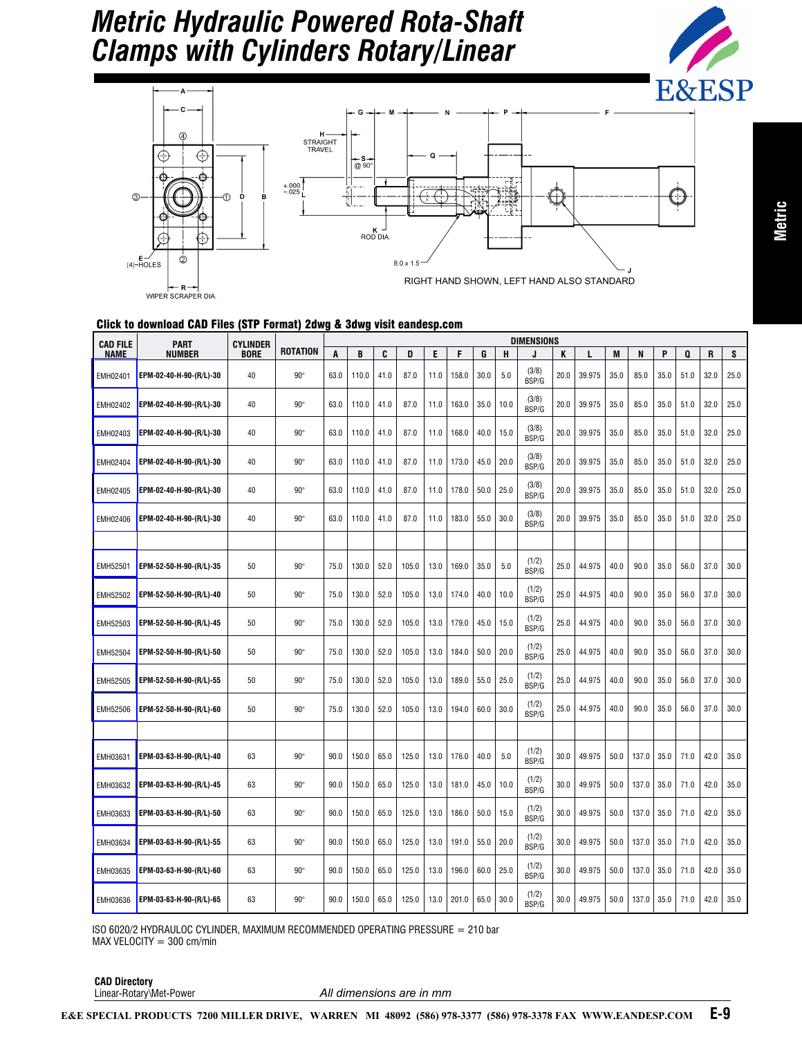# Metric Hydraulic Powered Rota-Shaft Clamps with Cylinders Rotary/Linear

A
C
④
③
①
D
B
E
(4)~HOLES
②
R
WIPER SCRAPER DIA.

G
M
N
P
F
H
STRAIGHT
TRAVEL
S
@ 90°
Q
+.000
−.025
L
K
ROD DIA.
8.0 x 1.5
J
RIGHT HAND SHOWN, LEFT HAND ALSO STANDARD

**Click to download CAD Files (STP Format) 2dwg & 3dwg visit eandesp.com**

| CAD FILE NAME | PART NUMBER | CYLINDER BORE | ROTATION | DIMENSIONS | | | | | | | | | | | | | | | | | |
|---|---|---|---|---|---|---|---|---|---|---|---|---|---|---|---|---|---|---|---|---|---|
| | | | | A | B | C | D | E | F | G | H | J | K | L | M | N | P | Q | R | S |
| EMH02401 | EPM-02-40-H-90-(R/L)-30 | 40 | 90° | 63.0 | 110.0 | 41.0 | 87.0 | 11.0 | 158.0 | 30.0 | 5.0 | (3/8) BSP/G | 20.0 | 39.975 | 35.0 | 85.0 | 35.0 | 51.0 | 32.0 | 25.0 |
| EMH02402 | EPM-02-40-H-90-(R/L)-30 | 40 | 90° | 63.0 | 110.0 | 41.0 | 87.0 | 11.0 | 163.0 | 35.0 | 10.0 | (3/8) BSP/G | 20.0 | 39.975 | 35.0 | 85.0 | 35.0 | 51.0 | 32.0 | 25.0 |
| EMH02403 | EPM-02-40-H-90-(R/L)-30 | 40 | 90° | 63.0 | 110.0 | 41.0 | 87.0 | 11.0 | 168.0 | 40.0 | 15.0 | (3/8) BSP/G | 20.0 | 39.975 | 35.0 | 85.0 | 35.0 | 51.0 | 32.0 | 25.0 |
| EMH02404 | EPM-02-40-H-90-(R/L)-30 | 40 | 90° | 63.0 | 110.0 | 41.0 | 87.0 | 11.0 | 173.0 | 45.0 | 20.0 | (3/8) BSP/G | 20.0 | 39.975 | 35.0 | 85.0 | 35.0 | 51.0 | 32.0 | 25.0 |
| EMH02405 | EPM-02-40-H-90-(R/L)-30 | 40 | 90° | 63.0 | 110.0 | 41.0 | 87.0 | 11.0 | 178.0 | 50.0 | 25.0 | (3/8) BSP/G | 20.0 | 39.975 | 35.0 | 85.0 | 35.0 | 51.0 | 32.0 | 25.0 |
| EMH02406 | EPM-02-40-H-90-(R/L)-30 | 40 | 90° | 63.0 | 110.0 | 41.0 | 87.0 | 11.0 | 183.0 | 55.0 | 30.0 | (3/8) BSP/G | 20.0 | 39.975 | 35.0 | 85.0 | 35.0 | 51.0 | 32.0 | 25.0 |
| | | | | | | | | | | | | | | | | | | | | |
| EMH52501 | EPM-52-50-H-90-(R/L)-35 | 50 | 90° | 75.0 | 130.0 | 52.0 | 105.0 | 13.0 | 169.0 | 35.0 | 5.0 | (1/2) BSP/G | 25.0 | 44.975 | 40.0 | 90.0 | 35.0 | 56.0 | 37.0 | 30.0 |
| EMH52502 | EPM-52-50-H-90-(R/L)-40 | 50 | 90° | 75.0 | 130.0 | 52.0 | 105.0 | 13.0 | 174.0 | 40.0 | 10.0 | (1/2) BSP/G | 25.0 | 44.975 | 40.0 | 90.0 | 35.0 | 56.0 | 37.0 | 30.0 |
| EMH52503 | EPM-52-50-H-90-(R/L)-45 | 50 | 90° | 75.0 | 130.0 | 52.0 | 105.0 | 13.0 | 179.0 | 45.0 | 15.0 | (1/2) BSP/G | 25.0 | 44.975 | 40.0 | 90.0 | 35.0 | 56.0 | 37.0 | 30.0 |
| EMH52504 | EPM-52-50-H-90-(R/L)-50 | 50 | 90° | 75.0 | 130.0 | 52.0 | 105.0 | 13.0 | 184.0 | 50.0 | 20.0 | (1/2) BSP/G | 25.0 | 44.975 | 40.0 | 90.0 | 35.0 | 56.0 | 37.0 | 30.0 |
| EMH52505 | EPM-52-50-H-90-(R/L)-55 | 50 | 90° | 75.0 | 130.0 | 52.0 | 105.0 | 13.0 | 189.0 | 55.0 | 25.0 | (1/2) BSP/G | 25.0 | 44.975 | 40.0 | 90.0 | 35.0 | 56.0 | 37.0 | 30.0 |
| EMH52506 | EPM-52-50-H-90-(R/L)-60 | 50 | 90° | 75.0 | 130.0 | 52.0 | 105.0 | 13.0 | 194.0 | 60.0 | 30.0 | (1/2) BSP/G | 25.0 | 44.975 | 40.0 | 90.0 | 35.0 | 56.0 | 37.0 | 30.0 |
| | | | | | | | | | | | | | | | | | | | | |
| EMH03631 | EPM-03-63-H-90-(R/L)-40 | 63 | 90° | 90.0 | 150.0 | 65.0 | 125.0 | 13.0 | 176.0 | 40.0 | 5.0 | (1/2) BSP/G | 30.0 | 49.975 | 50.0 | 137.0 | 35.0 | 71.0 | 42.0 | 35.0 |
| EMH03632 | EPM-03-63-H-90-(R/L)-45 | 63 | 90° | 90.0 | 150.0 | 65.0 | 125.0 | 13.0 | 181.0 | 45.0 | 10.0 | (1/2) BSP/G | 30.0 | 49.975 | 50.0 | 137.0 | 35.0 | 71.0 | 42.0 | 35.0 |
| EMH03633 | EPM-03-63-H-90-(R/L)-50 | 63 | 90° | 90.0 | 150.0 | 65.0 | 125.0 | 13.0 | 186.0 | 50.0 | 15.0 | (1/2) BSP/G | 30.0 | 49.975 | 50.0 | 137.0 | 35.0 | 71.0 | 42.0 | 35.0 |
| EMH03634 | EPM-03-63-H-90-(R/L)-55 | 63 | 90° | 90.0 | 150.0 | 65.0 | 125.0 | 13.0 | 191.0 | 55.0 | 20.0 | (1/2) BSP/G | 30.0 | 49.975 | 50.0 | 137.0 | 35.0 | 71.0 | 42.0 | 35.0 |
| EMH03635 | EPM-03-63-H-90-(R/L)-60 | 63 | 90° | 90.0 | 150.0 | 65.0 | 125.0 | 13.0 | 196.0 | 60.0 | 25.0 | (1/2) BSP/G | 30.0 | 49.975 | 50.0 | 137.0 | 35.0 | 71.0 | 42.0 | 35.0 |
| EMH03636 | EPM-03-63-H-90-(R/L)-65 | 63 | 90° | 90.0 | 150.0 | 65.0 | 125.0 | 13.0 | 201.0 | 65.0 | 30.0 | (1/2) BSP/G | 30.0 | 49.975 | 50.0 | 137.0 | 35.0 | 71.0 | 42.0 | 35.0 |

ISO 6020/2 HYDRAULOC CYLINDER, MAXIMUM RECOMMENDED OPERATING PRESSURE = 210 bar
MAX VELOCITY = 300 cm/min

**CAD Directory**
Linear-Rotary\Met-Power

*All dimensions are in mm*

E&E SPECIAL PRODUCTS 7200 MILLER DRIVE, WARREN MI 48092 (586) 978-3377 (586) 978-3378 FAX WWW.EANDESP.COM